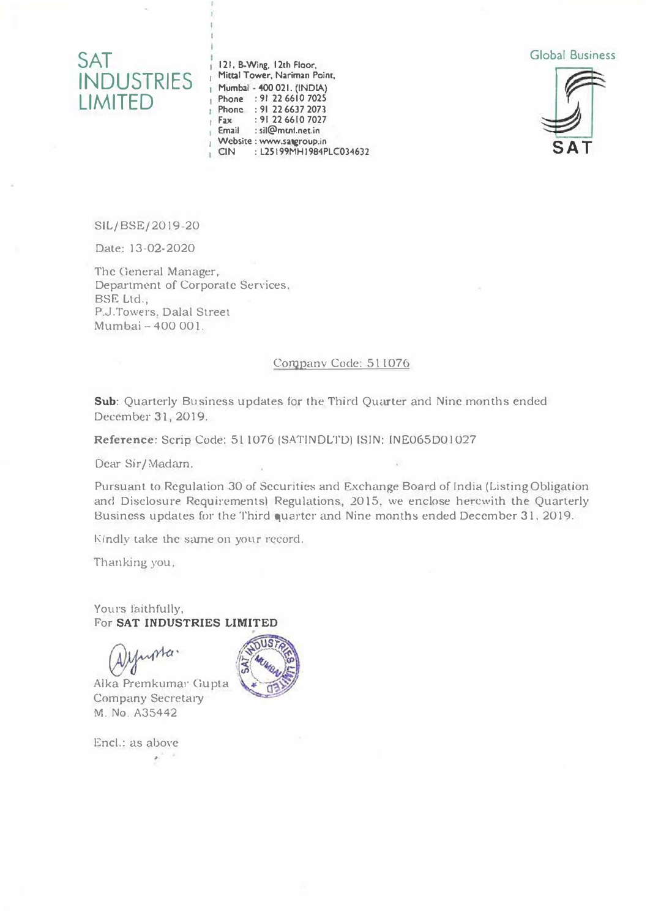# SAT INDUSTRIES LIMITED

121, B-Wing, 12th Floor,
Mittal Tower, Nariman Point,
Mumbai - 400 021. (INDIA)
Phone : 91 22 6610 7025
Phone : 91 22 6637 2073
Fax : 91 22 6610 7027
Email : sil@mtnl.net.in
Website : www.satgroup.in
CIN : L25199MH1984PLC034632

Global Business

SAT

SIL/BSE/2019-20

Date: 13-02-2020

The General Manager,
Department of Corporate Services,
BSE Ltd.,
P.J.Towers, Dalal Street
Mumbai – 400 001.

Company Code: 511076

**Sub**: Quarterly Business updates for the Third Quarter and Nine months ended December 31, 2019.

**Reference**: Scrip Code: 511076 (SATINDLTD) ISIN: INE065D01027

Dear Sir/Madam,

Pursuant to Regulation 30 of Securities and Exchange Board of India (Listing Obligation and Disclosure Requirements) Regulations, 2015, we enclose herewith the Quarterly Business updates for the Third quarter and Nine months ended December 31, 2019.

Kindly take the same on your record.

Thanking you,

Yours faithfully,
For **SAT INDUSTRIES LIMITED**

Alka Premkumar Gupta
Company Secretary
M. No. A35442

Encl.: as above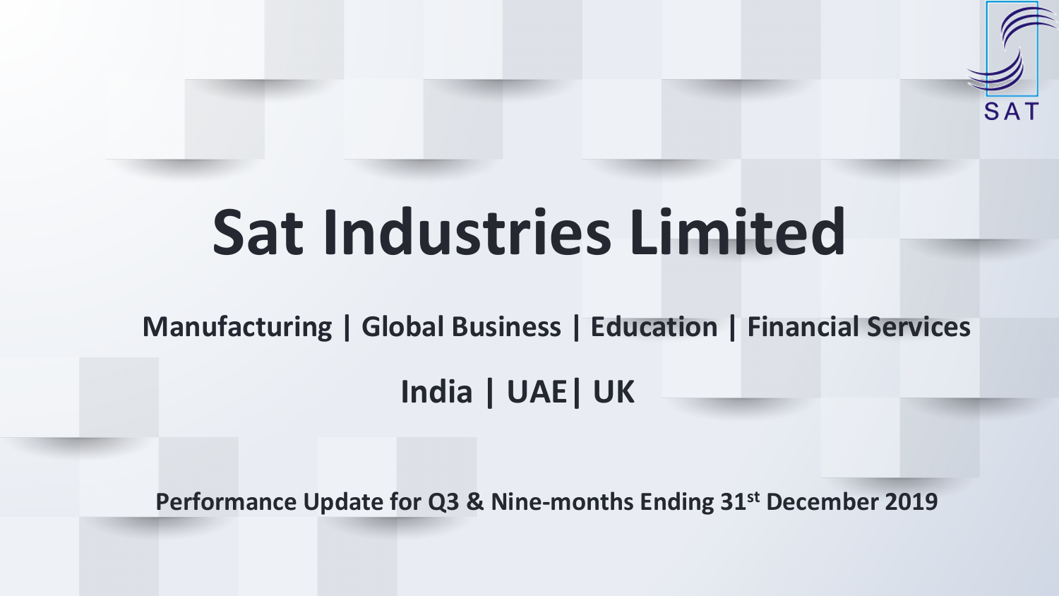# Sat Industries Limited

**Manufacturing | Global Business | Education | Financial Services**

**India | UAE| UK**

**Performance Update for Q3 & Nine-months Ending 31st December 2019**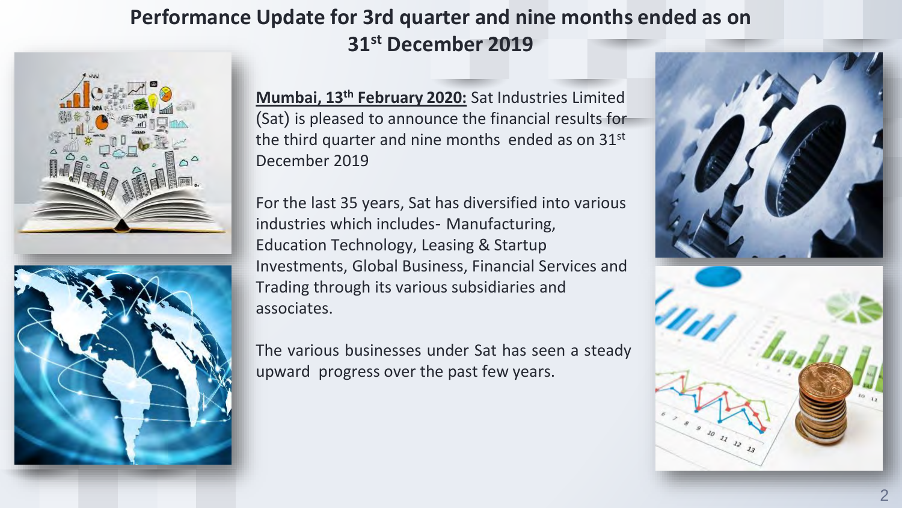# Performance Update for 3rd quarter and nine months ended as on 31st December 2019

**Mumbai, 13th February 2020:** Sat Industries Limited (Sat) is pleased to announce the financial results for the third quarter and nine months ended as on 31st December 2019

For the last 35 years, Sat has diversified into various industries which includes- Manufacturing, Education Technology, Leasing & Startup Investments, Global Business, Financial Services and Trading through its various subsidiaries and associates.

The various businesses under Sat has seen a steady upward progress over the past few years.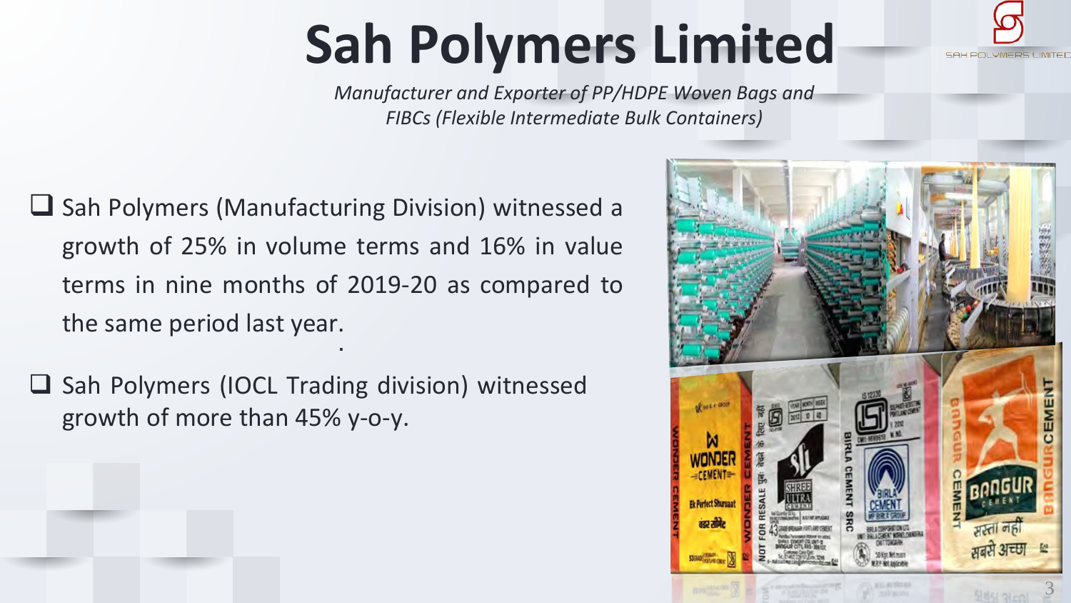# Sah Polymers Limited

*Manufacturer and Exporter of PP/HDPE Woven Bags and FIBCs (Flexible Intermediate Bulk Containers)*

- Sah Polymers (Manufacturing Division) witnessed a growth of 25% in volume terms and 16% in value terms in nine months of 2019-20 as compared to the same period last year.

- Sah Polymers (IOCL Trading division) witnessed growth of more than 45% y-o-y.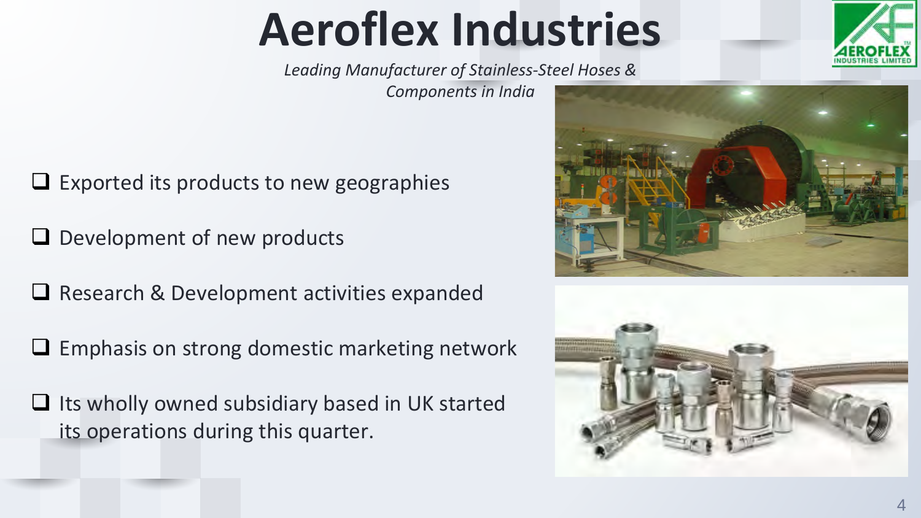# Aeroflex Industries

*Leading Manufacturer of Stainless-Steel Hoses & Components in India*

- Exported its products to new geographies
- Development of new products
- Research & Development activities expanded
- Emphasis on strong domestic marketing network
- Its wholly owned subsidiary based in UK started its operations during this quarter.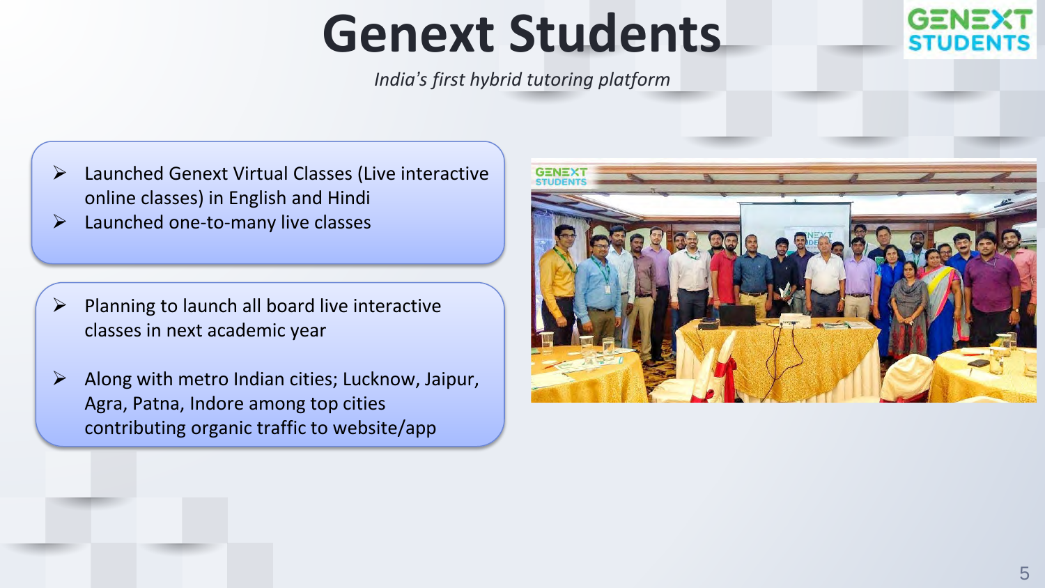# Genext Students

*India's first hybrid tutoring platform*

- Launched Genext Virtual Classes (Live interactive online classes) in English and Hindi
- Launched one-to-many live classes

- Planning to launch all board live interactive classes in next academic year
- Along with metro Indian cities; Lucknow, Jaipur, Agra, Patna, Indore among top cities contributing organic traffic to website/app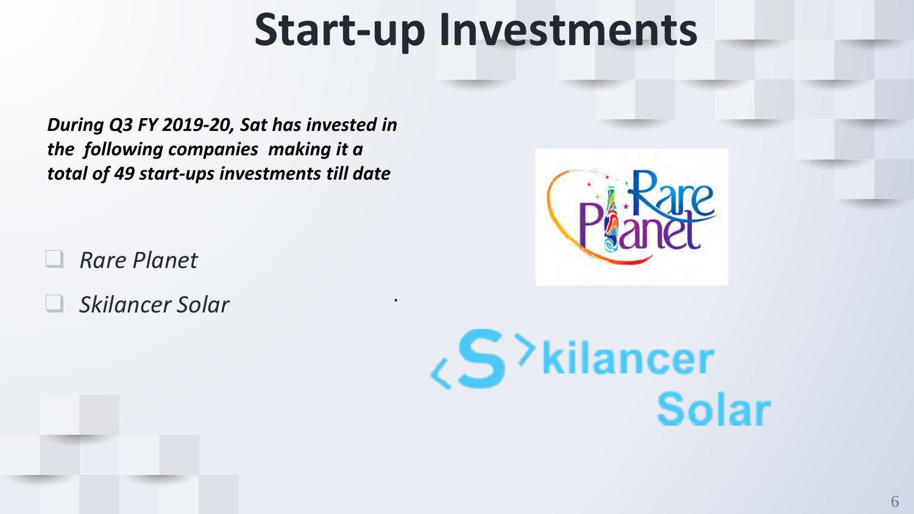# Start-up Investments

***During Q3 FY 2019-20, Sat has invested in the following companies making it a total of 49 start-ups investments till date***

- *Rare Planet*
- *Skilancer Solar*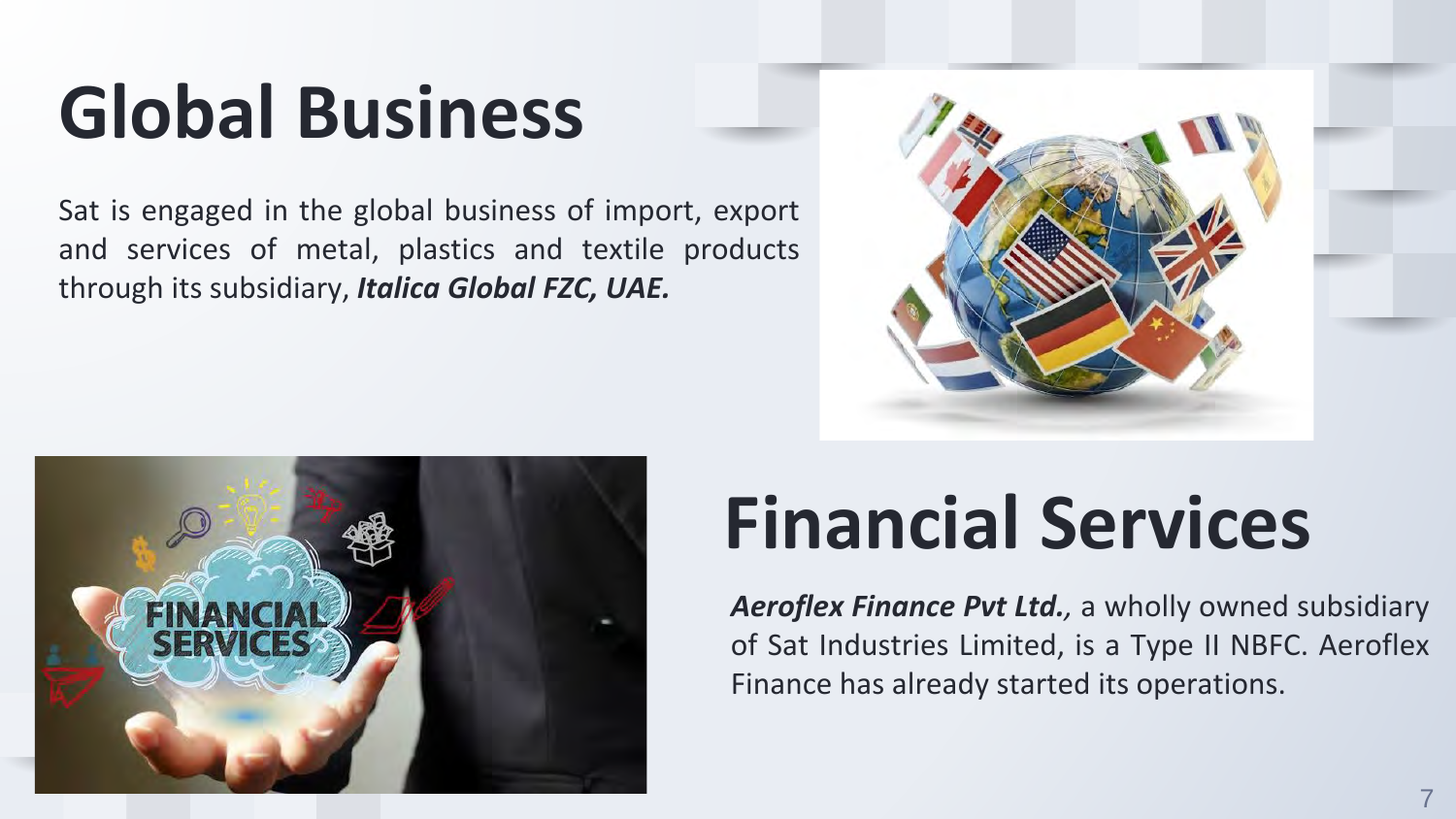# Global Business

Sat is engaged in the global business of import, export and services of metal, plastics and textile products through its subsidiary, ***Italica Global FZC, UAE.***

# Financial Services

***Aeroflex Finance Pvt Ltd.**,* a wholly owned subsidiary of Sat Industries Limited, is a Type II NBFC. Aeroflex Finance has already started its operations.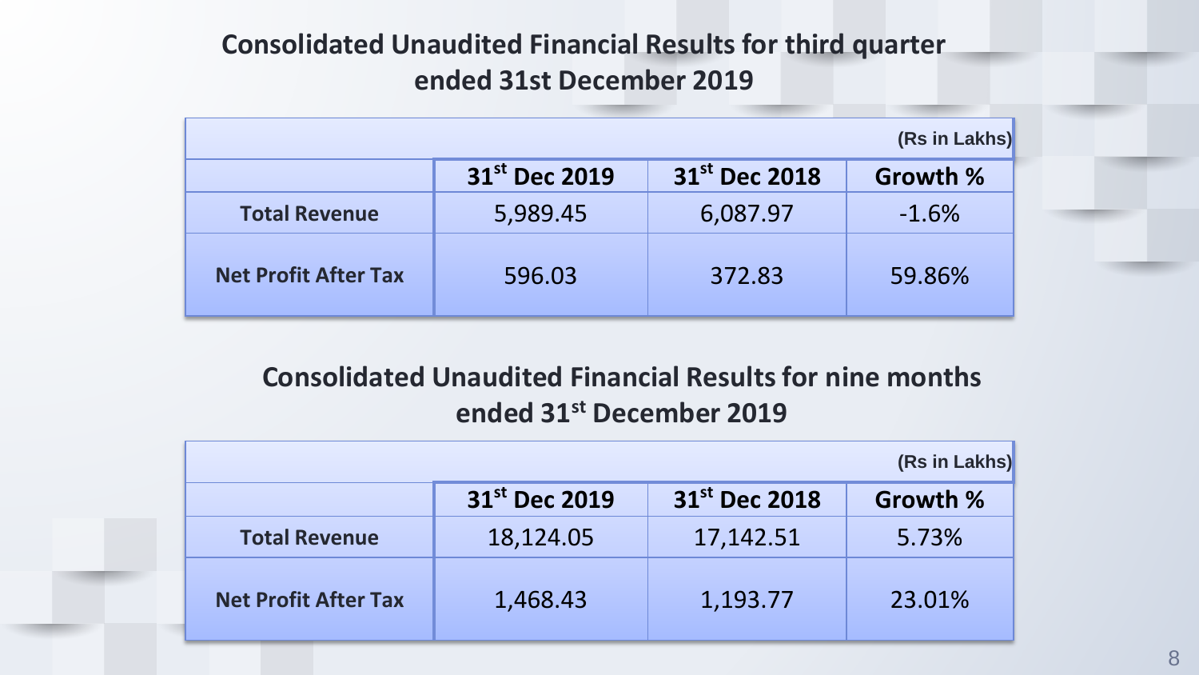## Consolidated Unaudited Financial Results for third quarter ended 31st December 2019

(Rs in Lakhs)

| | 31st Dec 2019 | 31st Dec 2018 | Growth % |
|---|---|---|---|
| **Total Revenue** | 5,989.45 | 6,087.97 | -1.6% |
| **Net Profit After Tax** | 596.03 | 372.83 | 59.86% |

## Consolidated Unaudited Financial Results for nine months ended 31st December 2019

(Rs in Lakhs)

| | 31st Dec 2019 | 31st Dec 2018 | Growth % |
|---|---|---|---|
| **Total Revenue** | 18,124.05 | 17,142.51 | 5.73% |
| **Net Profit After Tax** | 1,468.43 | 1,193.77 | 23.01% |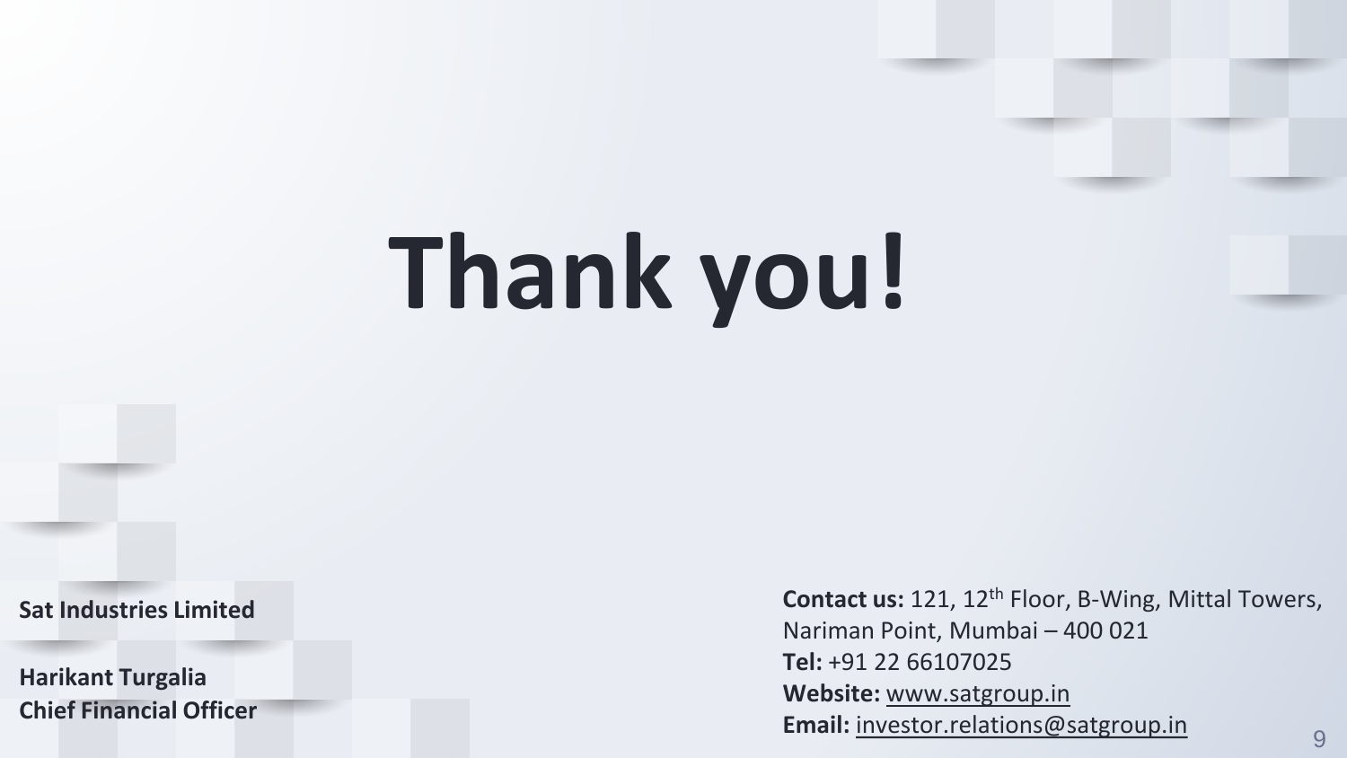# Thank you!

**Sat Industries Limited**

**Harikant Turgalia**
**Chief Financial Officer**

**Contact us:** 121, 12th Floor, B-Wing, Mittal Towers, Nariman Point, Mumbai – 400 021
**Tel:** +91 22 66107025
**Website:** www.satgroup.in
**Email:** investor.relations@satgroup.in